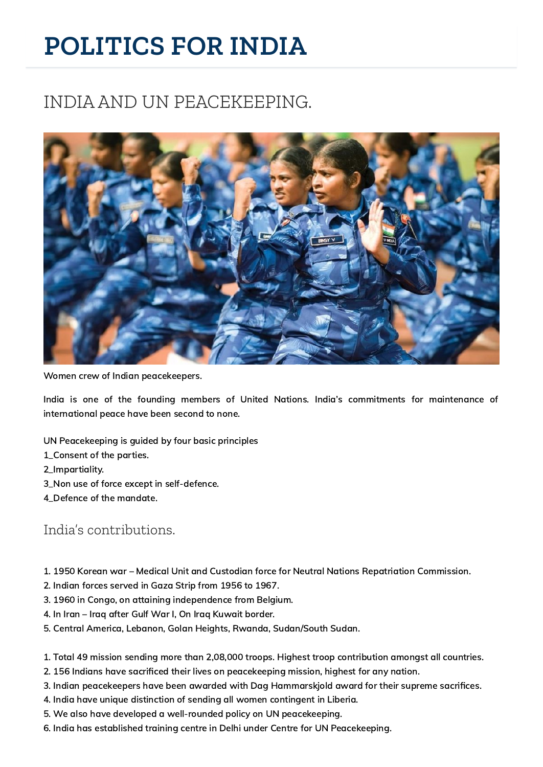# POLITICS FOR INDIA

## INDIA AND UN PEACEKEEPING.

Women crew of Indian peacekeepers.

India is one of the founding members of United Nations. India's commitments for maintenance of international peace have been second to none.

UN Peacekeeping is guided by four basic principles
1_Consent of the parties.
2_Impartiality.
3_Non use of force except in self-defence.
4_Defence of the mandate.

### India's contributions.

1. 1950 Korean war – Medical Unit and Custodian force for Neutral Nations Repatriation Commission.
2. Indian forces served in Gaza Strip from 1956 to 1967.
3. 1960 in Congo, on attaining independence from Belgium.
4. In Iran – Iraq after Gulf War I, On Iraq Kuwait border.
5. Central America, Lebanon, Golan Heights, Rwanda, Sudan/South Sudan.

1. Total 49 mission sending more than 2,08,000 troops. Highest troop contribution amongst all countries.
2. 156 Indians have sacrificed their lives on peacekeeping mission, highest for any nation.
3. Indian peacekeepers have been awarded with Dag Hammarskjold award for their supreme sacrifices.
4. India have unique distinction of sending all women contingent in Liberia.
5. We also have developed a well-rounded policy on UN peacekeeping.
6. India has established training centre in Delhi under Centre for UN Peacekeeping.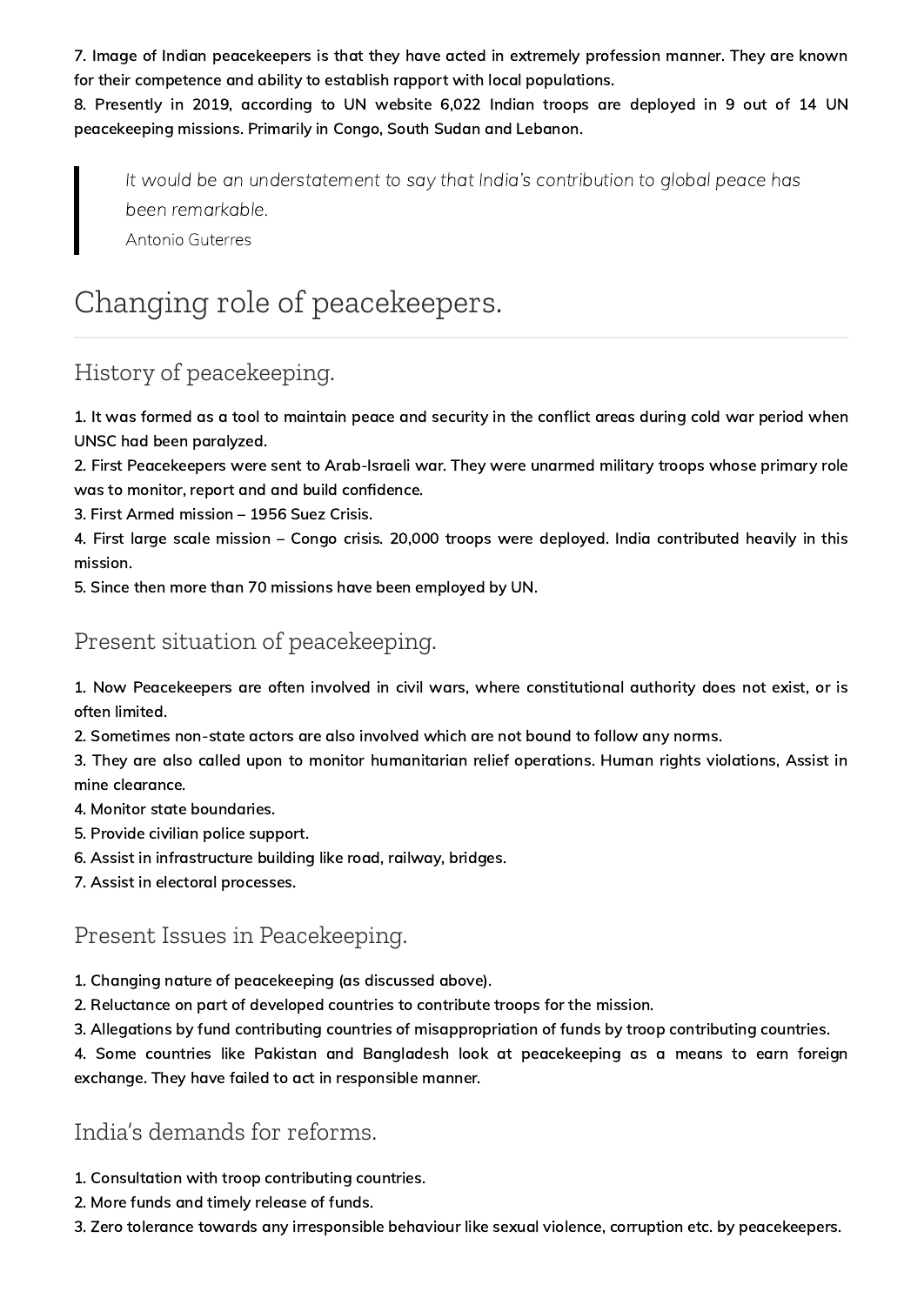**7. Image of Indian peacekeepers is that they have acted in extremely profession manner. They are known for their competence and ability to establish rapport with local populations.**
**8. Presently in 2019, according to UN website 6,022 Indian troops are deployed in 9 out of 14 UN peacekeeping missions. Primarily in Congo, South Sudan and Lebanon.**

> *It would be an understatement to say that India's contribution to global peace has been remarkable.*
> Antonio Guterres

# Changing role of peacekeepers.

## History of peacekeeping.

**1. It was formed as a tool to maintain peace and security in the conflict areas during cold war period when UNSC had been paralyzed.**
**2. First Peacekeepers were sent to Arab-Israeli war. They were unarmed military troops whose primary role was to monitor, report and and build confidence.**
**3. First Armed mission – 1956 Suez Crisis.**
**4. First large scale mission – Congo crisis. 20,000 troops were deployed. India contributed heavily in this mission.**
**5. Since then more than 70 missions have been employed by UN.**

## Present situation of peacekeeping.

**1. Now Peacekeepers are often involved in civil wars, where constitutional authority does not exist, or is often limited.**
**2. Sometimes non-state actors are also involved which are not bound to follow any norms.**
**3. They are also called upon to monitor humanitarian relief operations. Human rights violations, Assist in mine clearance.**
**4. Monitor state boundaries.**
**5. Provide civilian police support.**
**6. Assist in infrastructure building like road, railway, bridges.**
**7. Assist in electoral processes.**

## Present Issues in Peacekeeping.

**1. Changing nature of peacekeeping (as discussed above).**
**2. Reluctance on part of developed countries to contribute troops for the mission.**
**3. Allegations by fund contributing countries of misappropriation of funds by troop contributing countries.**
**4. Some countries like Pakistan and Bangladesh look at peacekeeping as a means to earn foreign exchange. They have failed to act in responsible manner.**

## India's demands for reforms.

**1. Consultation with troop contributing countries.**
**2. More funds and timely release of funds.**
**3. Zero tolerance towards any irresponsible behaviour like sexual violence, corruption etc. by peacekeepers.**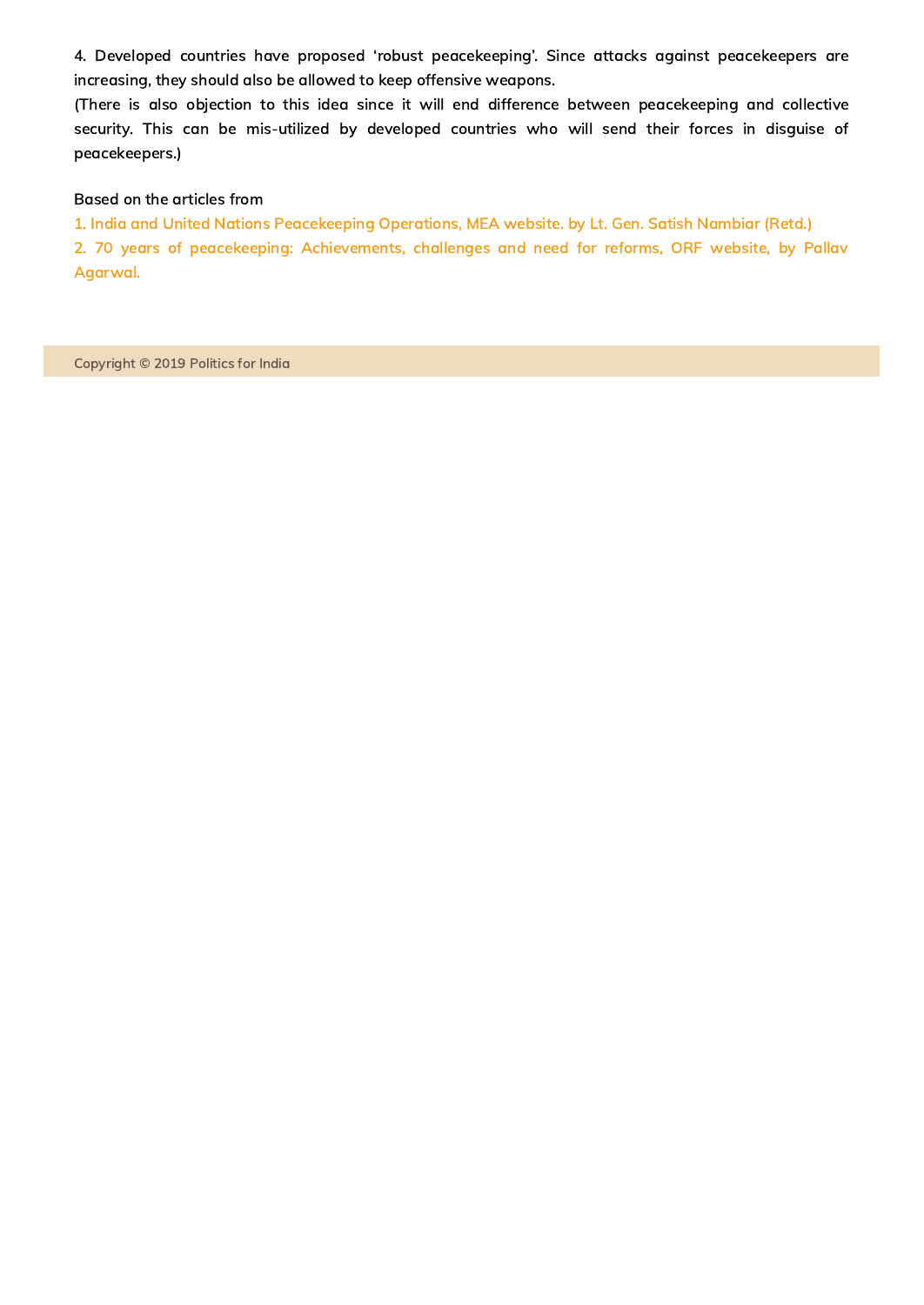**4. Developed countries have proposed 'robust peacekeeping'. Since attacks against peacekeepers are increasing, they should also be allowed to keep offensive weapons.**
**(There is also objection to this idea since it will end difference between peacekeeping and collective security. This can be mis-utilized by developed countries who will send their forces in disguise of peacekeepers.)**

Based on the articles from
1. India and United Nations Peacekeeping Operations, MEA website. by Lt. Gen. Satish Nambiar (Retd.)
2. 70 years of peacekeeping: Achievements, challenges and need for reforms, ORF website, by Pallav Agarwal.

Copyright © 2019 Politics for India